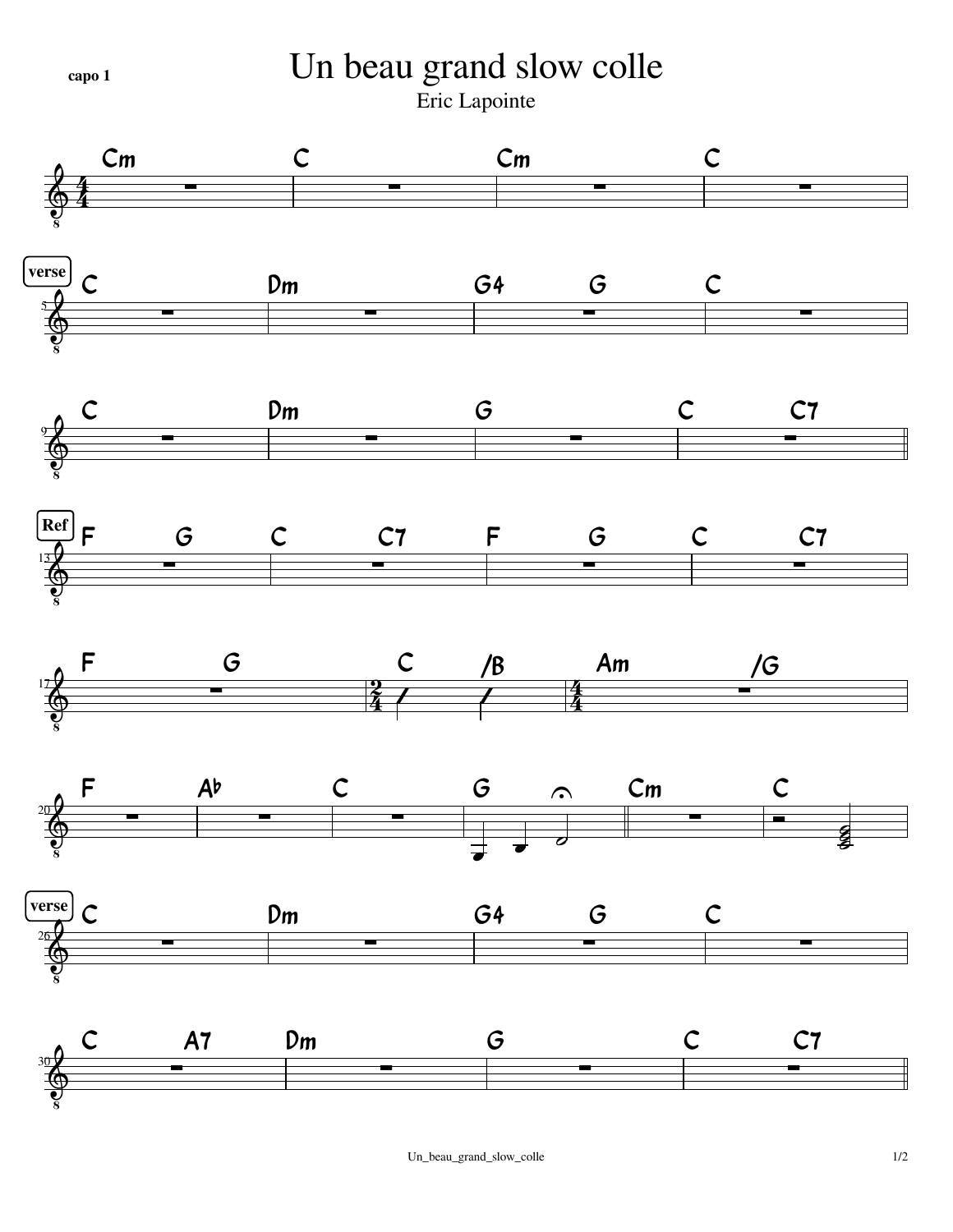capo 1

# Un beau grand slow colle

Eric Lapointe

| Cm | C | Cm | C |

**verse**

5 | C | Dm | G4 G | C |

9 | C | Dm | G | C C7 ||

**Ref**

13 | F G | C C7 | F G | C C7 |

17 | F G | (2/4) C /B | (4/4) Am /G |

20 | F | Ab | C | G | Cm | C |

**verse**

26 | C | Dm | G4 G | C |

30 | C A7 | Dm | G | C C7 ||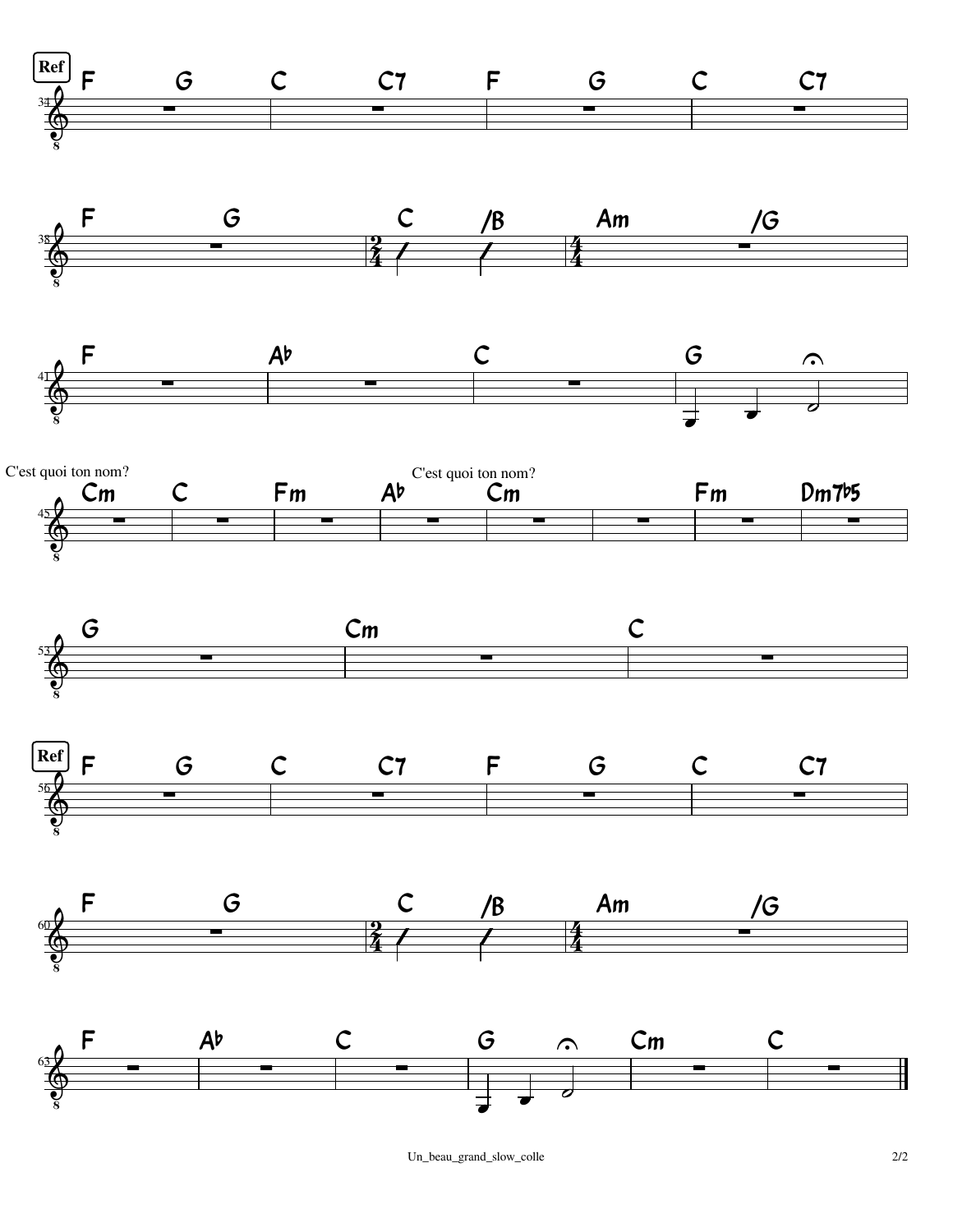Ref

F G C C7 F G C C7

F G C /B Am /G

F Ab C G

C'est quoi ton nom?

Cm C Fm Ab

C'est quoi ton nom?

Cm Fm Dm7b5

G Cm C

Ref

F G C C7 F G C C7

F G C /B Am /G

F Ab C G Cm C